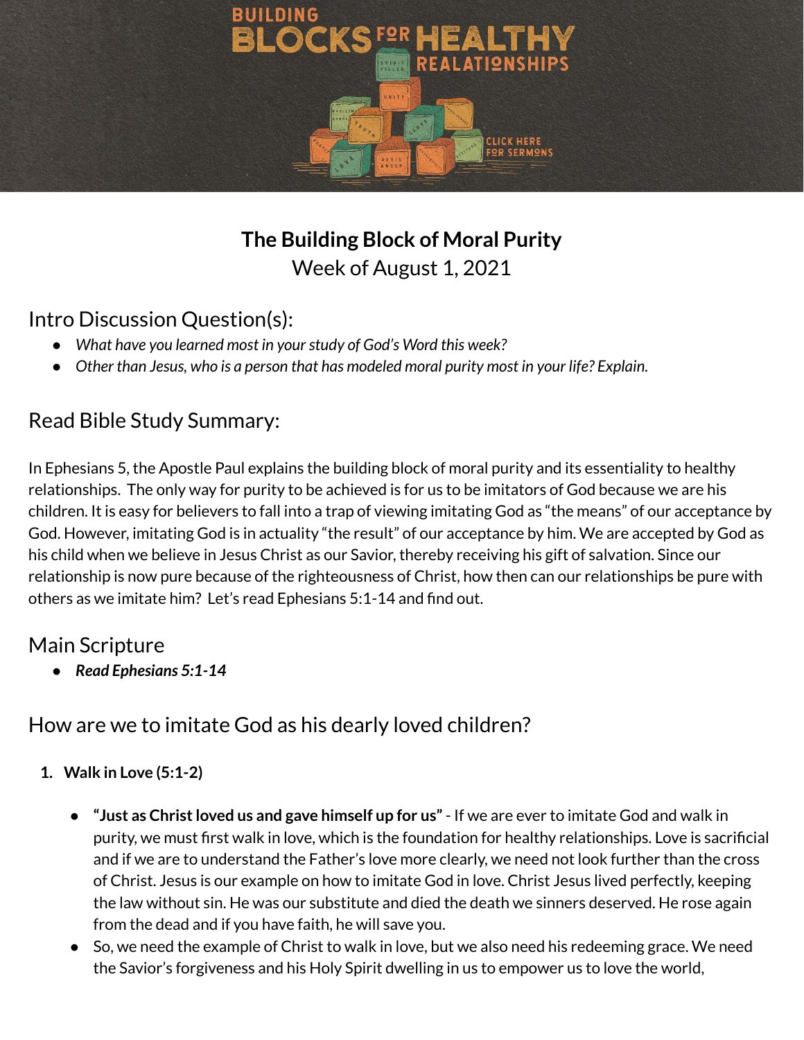# The Building Block of Moral Purity

Week of August 1, 2021

## Intro Discussion Question(s):

- *What have you learned most in your study of God's Word this week?*
- *Other than Jesus, who is a person that has modeled moral purity most in your life? Explain.*

## Read Bible Study Summary:

In Ephesians 5, the Apostle Paul explains the building block of moral purity and its essentiality to healthy relationships. The only way for purity to be achieved is for us to be imitators of God because we are his children. It is easy for believers to fall into a trap of viewing imitating God as "the means" of our acceptance by God. However, imitating God is in actuality "the result" of our acceptance by him. We are accepted by God as his child when we believe in Jesus Christ as our Savior, thereby receiving his gift of salvation. Since our relationship is now pure because of the righteousness of Christ, how then can our relationships be pure with others as we imitate him? Let's read Ephesians 5:1-14 and find out.

## Main Scripture

- ***Read Ephesians 5:1-14***

## How are we to imitate God as his dearly loved children?

1. **Walk in Love (5:1-2)**

   - **"Just as Christ loved us and gave himself up for us"** - If we are ever to imitate God and walk in purity, we must first walk in love, which is the foundation for healthy relationships. Love is sacrificial and if we are to understand the Father's love more clearly, we need not look further than the cross of Christ. Jesus is our example on how to imitate God in love. Christ Jesus lived perfectly, keeping the law without sin. He was our substitute and died the death we sinners deserved. He rose again from the dead and if you have faith, he will save you.
   - So, we need the example of Christ to walk in love, but we also need his redeeming grace. We need the Savior's forgiveness and his Holy Spirit dwelling in us to empower us to love the world,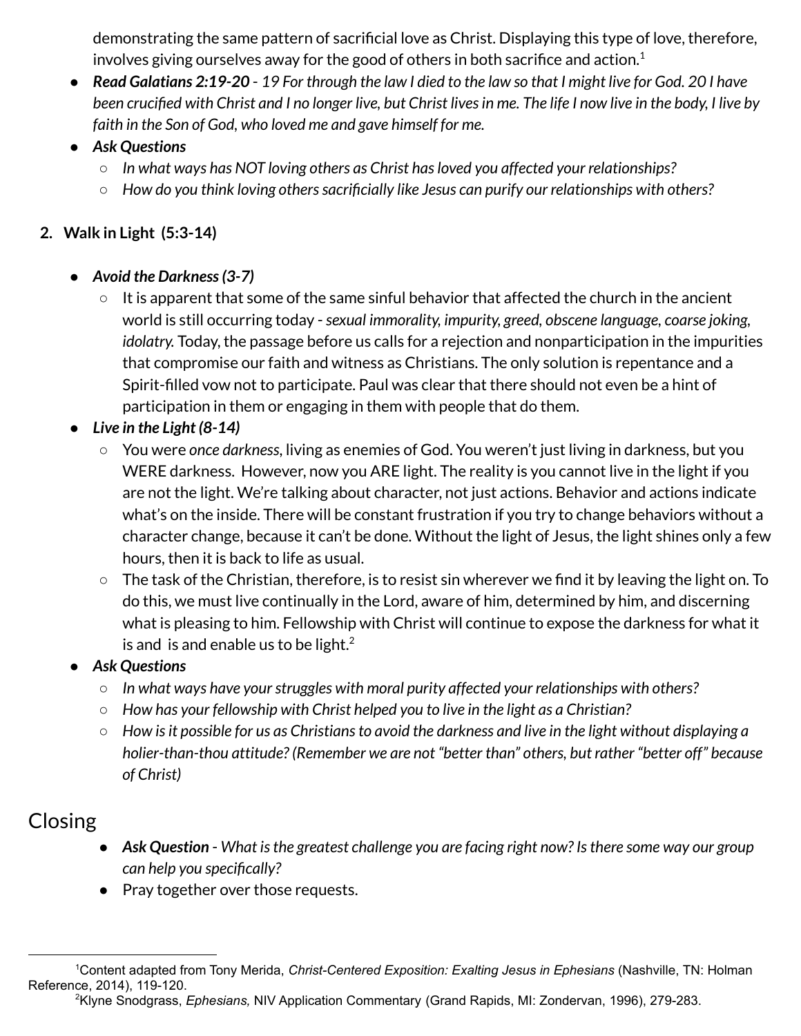demonstrating the same pattern of sacrificial love as Christ. Displaying this type of love, therefore, involves giving ourselves away for the good of others in both sacrifice and action.[1]

- ***Read Galatians 2:19-20*** - *19 For through the law I died to the law so that I might live for God. 20 I have been crucified with Christ and I no longer live, but Christ lives in me. The life I now live in the body, I live by faith in the Son of God, who loved me and gave himself for me.*
- ***Ask Questions***
  - *In what ways has NOT loving others as Christ has loved you affected your relationships?*
  - *How do you think loving others sacrificially like Jesus can purify our relationships with others?*

2. **Walk in Light (5:3-14)**

- ***Avoid the Darkness (3-7)***
  - It is apparent that some of the same sinful behavior that affected the church in the ancient world is still occurring today - *sexual immorality, impurity, greed, obscene language, coarse joking, idolatry.* Today, the passage before us calls for a rejection and nonparticipation in the impurities that compromise our faith and witness as Christians. The only solution is repentance and a Spirit-filled vow not to participate. Paul was clear that there should not even be a hint of participation in them or engaging in them with people that do them.
- ***Live in the Light (8-14)***
  - You were *once darkness*, living as enemies of God. You weren't just living in darkness, but you WERE darkness. However, now you ARE light. The reality is you cannot live in the light if you are not the light. We're talking about character, not just actions. Behavior and actions indicate what's on the inside. There will be constant frustration if you try to change behaviors without a character change, because it can't be done. Without the light of Jesus, the light shines only a few hours, then it is back to life as usual.
  - The task of the Christian, therefore, is to resist sin wherever we find it by leaving the light on. To do this, we must live continually in the Lord, aware of him, determined by him, and discerning what is pleasing to him. Fellowship with Christ will continue to expose the darkness for what it is and is and enable us to be light.[2]
- ***Ask Questions***
  - *In what ways have your struggles with moral purity affected your relationships with others?*
  - *How has your fellowship with Christ helped you to live in the light as a Christian?*
  - *How is it possible for us as Christians to avoid the darkness and live in the light without displaying a holier-than-thou attitude? (Remember we are not "better than" others, but rather "better off" because of Christ)*

## Closing

- ***Ask Question*** - *What is the greatest challenge you are facing right now? Is there some way our group can help you specifically?*
- Pray together over those requests.

---

[1]Content adapted from Tony Merida, *Christ-Centered Exposition: Exalting Jesus in Ephesians* (Nashville, TN: Holman Reference, 2014), 119-120.

[2]Klyne Snodgrass, *Ephesians,* NIV Application Commentary (Grand Rapids, MI: Zondervan, 1996), 279-283.